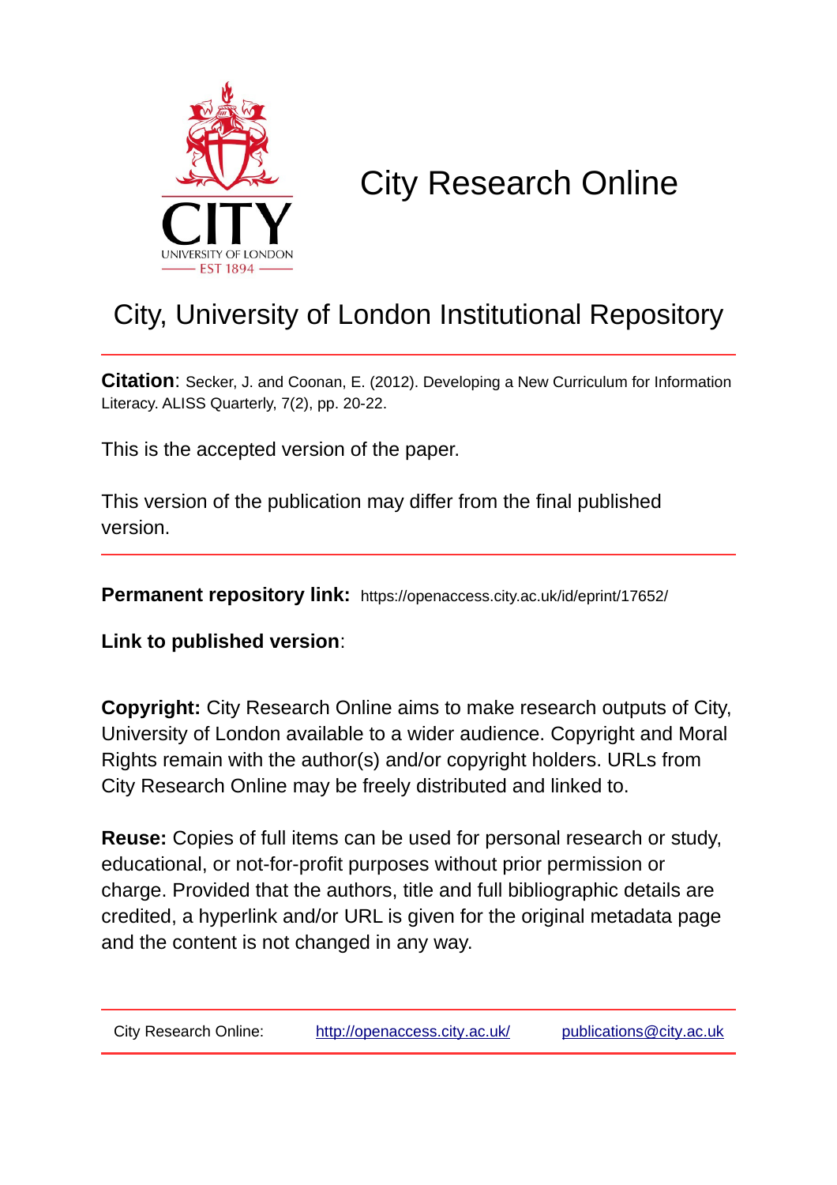# City Research Online

## City, University of London Institutional Repository

**Citation**: Secker, J. and Coonan, E. (2012). Developing a New Curriculum for Information Literacy. ALISS Quarterly, 7(2), pp. 20-22.

This is the accepted version of the paper.

This version of the publication may differ from the final published version.

**Permanent repository link:** https://openaccess.city.ac.uk/id/eprint/17652/

**Link to published version**:

**Copyright:** City Research Online aims to make research outputs of City, University of London available to a wider audience. Copyright and Moral Rights remain with the author(s) and/or copyright holders. URLs from City Research Online may be freely distributed and linked to.

**Reuse:** Copies of full items can be used for personal research or study, educational, or not-for-profit purposes without prior permission or charge. Provided that the authors, title and full bibliographic details are credited, a hyperlink and/or URL is given for the original metadata page and the content is not changed in any way.

City Research Online: http://openaccess.city.ac.uk/ publications@city.ac.uk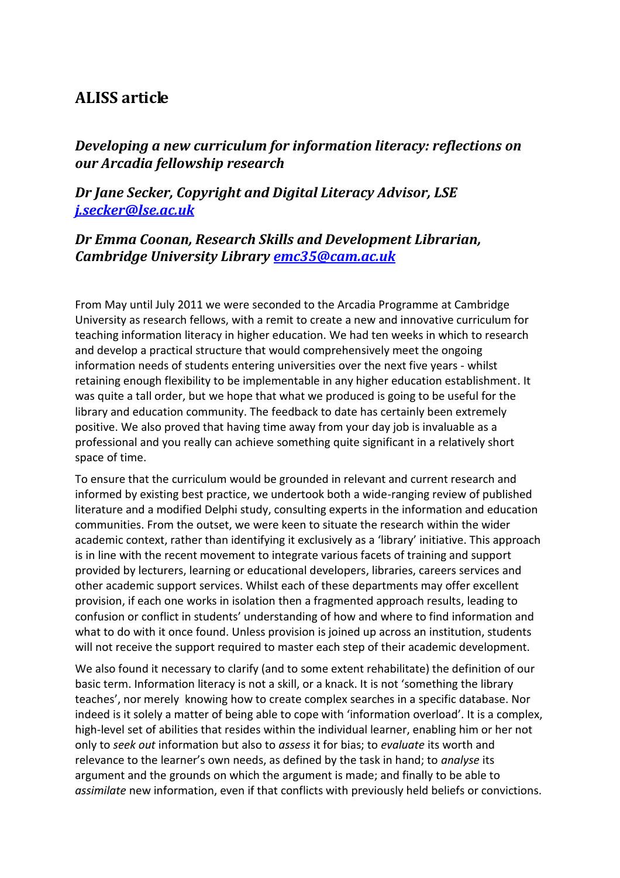## ALISS article

### *Developing a new curriculum for information literacy: reflections on our Arcadia fellowship research*

### *Dr Jane Secker, Copyright and Digital Literacy Advisor, LSE [j.secker@lse.ac.uk](mailto:j.secker@lse.ac.uk)*

### *Dr Emma Coonan, Research Skills and Development Librarian, Cambridge University Library [emc35@cam.ac.uk](mailto:emc35@cam.ac.uk)*

From May until July 2011 we were seconded to the Arcadia Programme at Cambridge University as research fellows, with a remit to create a new and innovative curriculum for teaching information literacy in higher education. We had ten weeks in which to research and develop a practical structure that would comprehensively meet the ongoing information needs of students entering universities over the next five years - whilst retaining enough flexibility to be implementable in any higher education establishment. It was quite a tall order, but we hope that what we produced is going to be useful for the library and education community. The feedback to date has certainly been extremely positive. We also proved that having time away from your day job is invaluable as a professional and you really can achieve something quite significant in a relatively short space of time.

To ensure that the curriculum would be grounded in relevant and current research and informed by existing best practice, we undertook both a wide-ranging review of published literature and a modified Delphi study, consulting experts in the information and education communities. From the outset, we were keen to situate the research within the wider academic context, rather than identifying it exclusively as a 'library' initiative. This approach is in line with the recent movement to integrate various facets of training and support provided by lecturers, learning or educational developers, libraries, careers services and other academic support services. Whilst each of these departments may offer excellent provision, if each one works in isolation then a fragmented approach results, leading to confusion or conflict in students' understanding of how and where to find information and what to do with it once found. Unless provision is joined up across an institution, students will not receive the support required to master each step of their academic development.

We also found it necessary to clarify (and to some extent rehabilitate) the definition of our basic term. Information literacy is not a skill, or a knack. It is not 'something the library teaches', nor merely knowing how to create complex searches in a specific database. Nor indeed is it solely a matter of being able to cope with 'information overload'. It is a complex, high-level set of abilities that resides within the individual learner, enabling him or her not only to *seek out* information but also to *assess* it for bias; to *evaluate* its worth and relevance to the learner's own needs, as defined by the task in hand; to *analyse* its argument and the grounds on which the argument is made; and finally to be able to *assimilate* new information, even if that conflicts with previously held beliefs or convictions.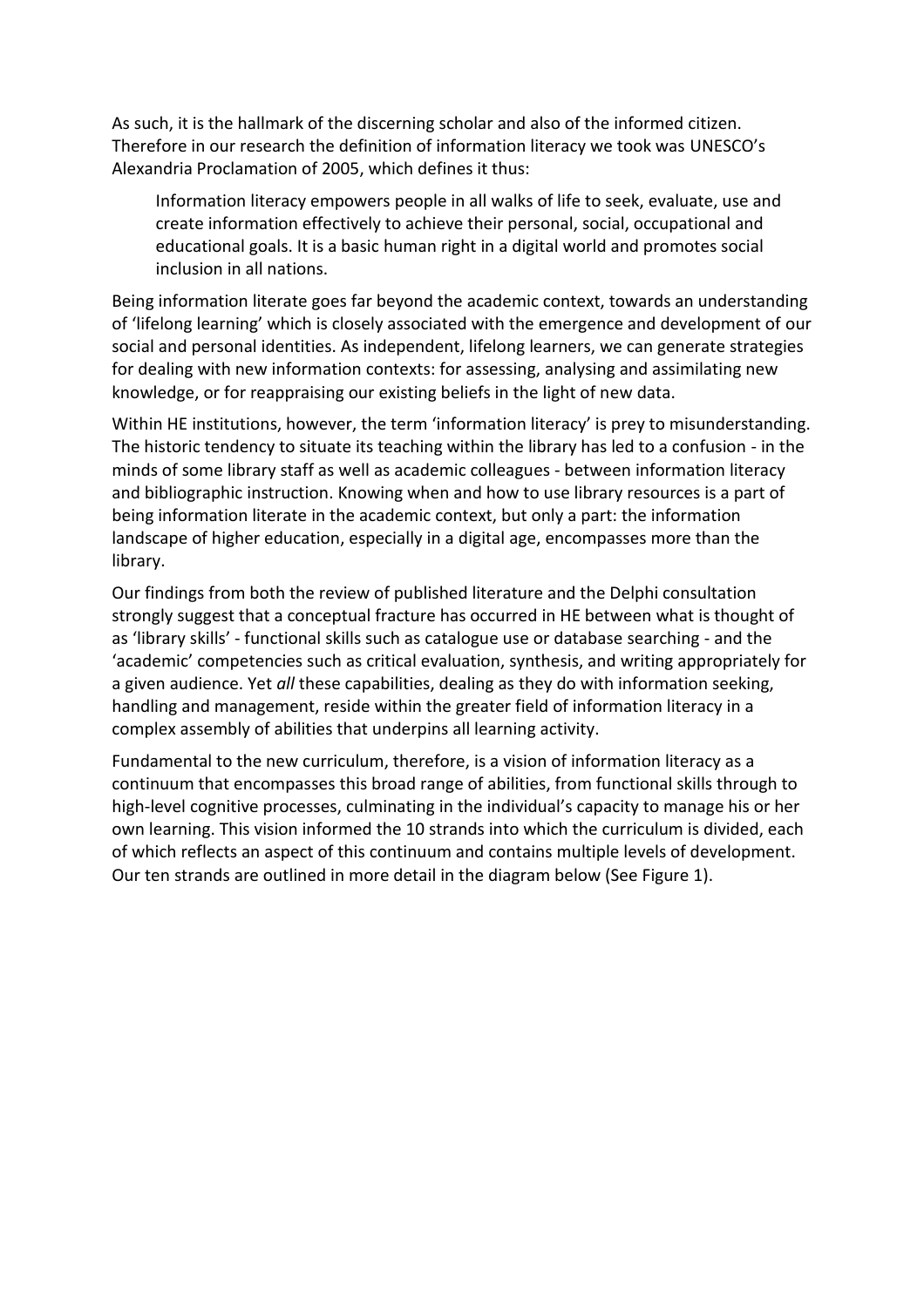As such, it is the hallmark of the discerning scholar and also of the informed citizen. Therefore in our research the definition of information literacy we took was UNESCO's Alexandria Proclamation of 2005, which defines it thus:

> Information literacy empowers people in all walks of life to seek, evaluate, use and create information effectively to achieve their personal, social, occupational and educational goals. It is a basic human right in a digital world and promotes social inclusion in all nations.

Being information literate goes far beyond the academic context, towards an understanding of 'lifelong learning' which is closely associated with the emergence and development of our social and personal identities. As independent, lifelong learners, we can generate strategies for dealing with new information contexts: for assessing, analysing and assimilating new knowledge, or for reappraising our existing beliefs in the light of new data.

Within HE institutions, however, the term 'information literacy' is prey to misunderstanding. The historic tendency to situate its teaching within the library has led to a confusion - in the minds of some library staff as well as academic colleagues - between information literacy and bibliographic instruction. Knowing when and how to use library resources is a part of being information literate in the academic context, but only a part: the information landscape of higher education, especially in a digital age, encompasses more than the library.

Our findings from both the review of published literature and the Delphi consultation strongly suggest that a conceptual fracture has occurred in HE between what is thought of as 'library skills' - functional skills such as catalogue use or database searching - and the 'academic' competencies such as critical evaluation, synthesis, and writing appropriately for a given audience. Yet *all* these capabilities, dealing as they do with information seeking, handling and management, reside within the greater field of information literacy in a complex assembly of abilities that underpins all learning activity.

Fundamental to the new curriculum, therefore, is a vision of information literacy as a continuum that encompasses this broad range of abilities, from functional skills through to high-level cognitive processes, culminating in the individual's capacity to manage his or her own learning. This vision informed the 10 strands into which the curriculum is divided, each of which reflects an aspect of this continuum and contains multiple levels of development. Our ten strands are outlined in more detail in the diagram below (See Figure 1).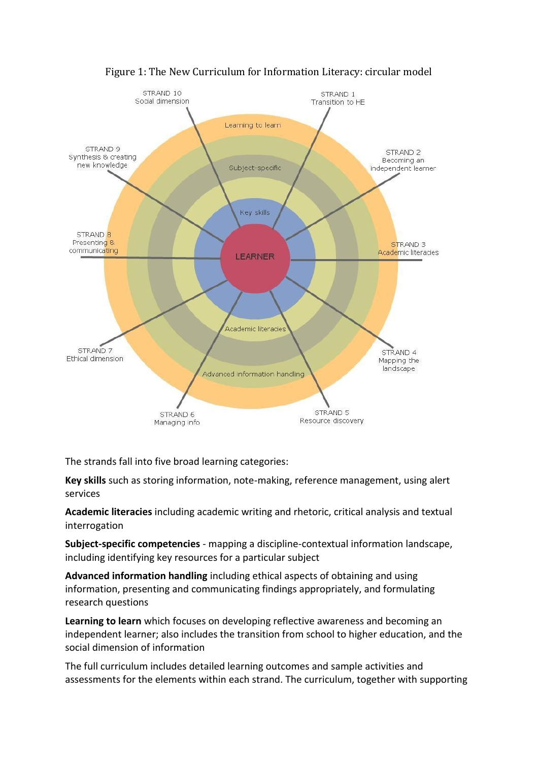Figure 1: The New Curriculum for Information Literacy: circular model

STRAND 10 Social dimension

STRAND 1 Transition to HE

STRAND 2 Becoming an independent learner

STRAND 3 Academic literacies

STRAND 4 Mapping the landscape

STRAND 5 Resource discovery

STRAND 6 Managing info

STRAND 7 Ethical dimension

STRAND 8 Presenting & communicating

STRAND 9 Synthesis & creating new knowledge

Learning to learn

Subject-specific

Key skills

LEARNER

Academic literacies

Advanced information handling

The strands fall into five broad learning categories:

**Key skills** such as storing information, note-making, reference management, using alert services

**Academic literacies** including academic writing and rhetoric, critical analysis and textual interrogation

**Subject-specific competencies** - mapping a discipline-contextual information landscape, including identifying key resources for a particular subject

**Advanced information handling** including ethical aspects of obtaining and using information, presenting and communicating findings appropriately, and formulating research questions

**Learning to learn** which focuses on developing reflective awareness and becoming an independent learner; also includes the transition from school to higher education, and the social dimension of information

The full curriculum includes detailed learning outcomes and sample activities and assessments for the elements within each strand. The curriculum, together with supporting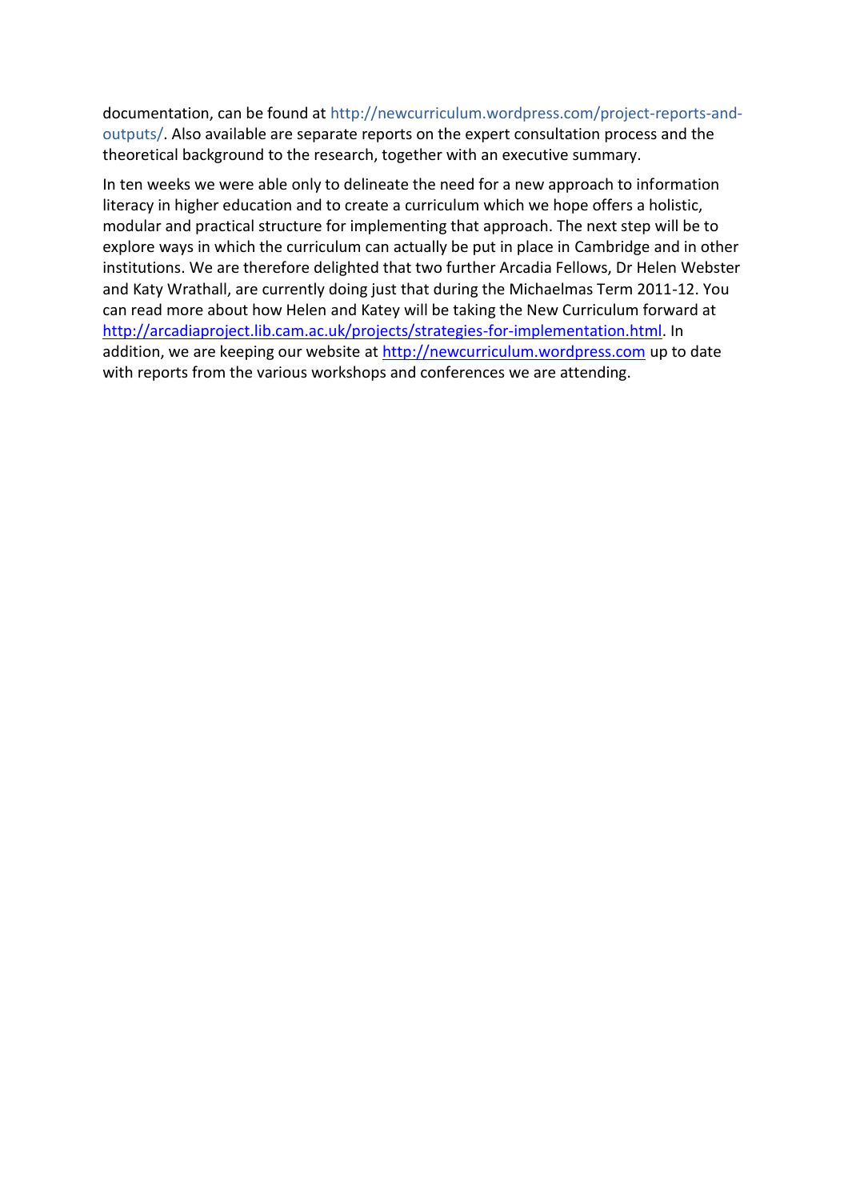documentation, can be found at http://newcurriculum.wordpress.com/project-reports-and-outputs/. Also available are separate reports on the expert consultation process and the theoretical background to the research, together with an executive summary.

In ten weeks we were able only to delineate the need for a new approach to information literacy in higher education and to create a curriculum which we hope offers a holistic, modular and practical structure for implementing that approach. The next step will be to explore ways in which the curriculum can actually be put in place in Cambridge and in other institutions. We are therefore delighted that two further Arcadia Fellows, Dr Helen Webster and Katy Wrathall, are currently doing just that during the Michaelmas Term 2011-12. You can read more about how Helen and Katey will be taking the New Curriculum forward at http://arcadiaproject.lib.cam.ac.uk/projects/strategies-for-implementation.html. In addition, we are keeping our website at http://newcurriculum.wordpress.com up to date with reports from the various workshops and conferences we are attending.